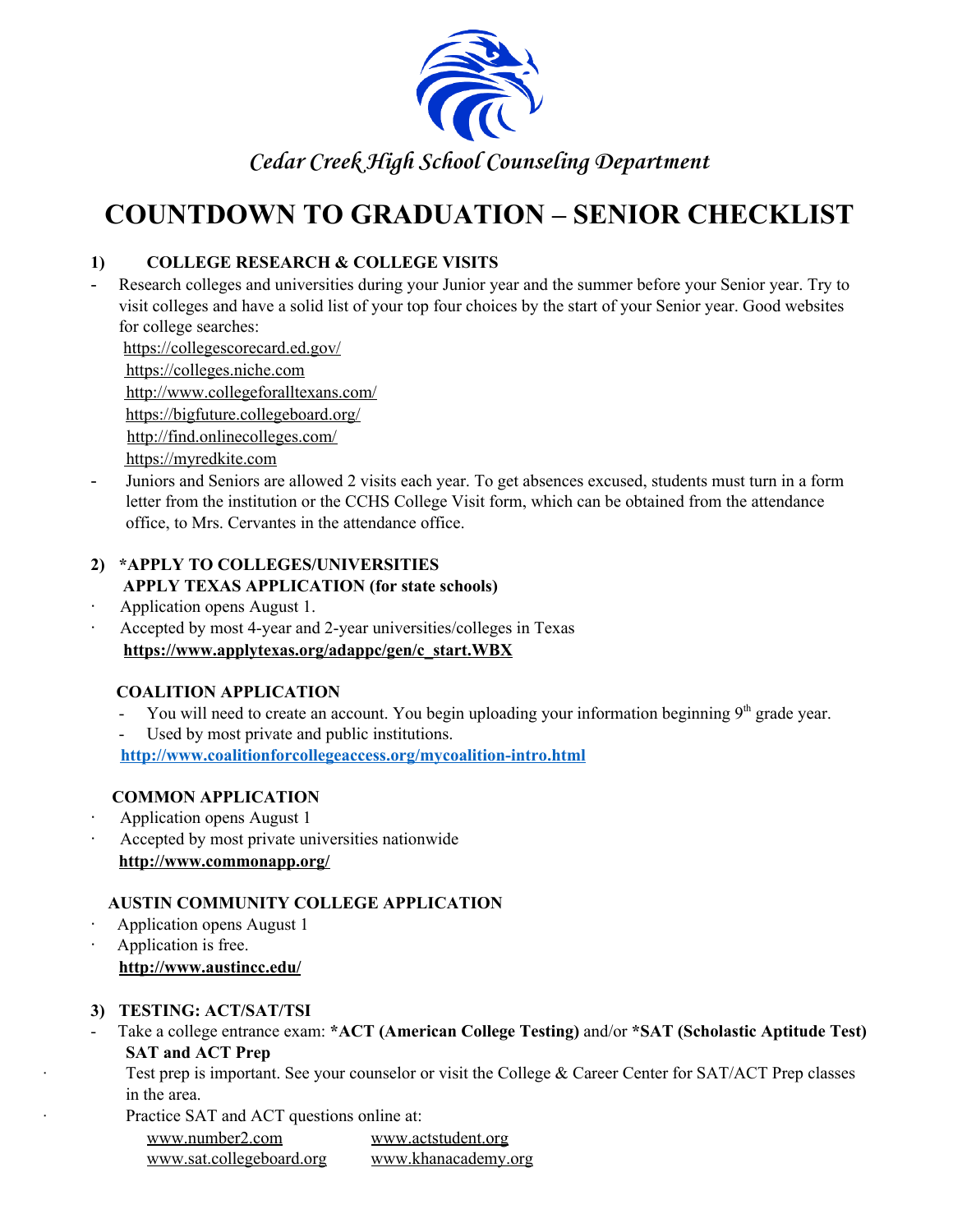*Cedar Creek High School Counseling Department*

# COUNTDOWN TO GRADUATION – SENIOR CHECKLIST

## 1) COLLEGE RESEARCH & COLLEGE VISITS

- Research colleges and universities during your Junior year and the summer before your Senior year. Try to visit colleges and have a solid list of your top four choices by the start of your Senior year. Good websites for college searches:
  https://collegescorecard.ed.gov/
  https://colleges.niche.com
  http://www.collegeforalltexans.com/
  https://bigfuture.collegeboard.org/
  http://find.onlinecolleges.com/
  https://myredkite.com
- Juniors and Seniors are allowed 2 visits each year. To get absences excused, students must turn in a form letter from the institution or the CCHS College Visit form, which can be obtained from the attendance office, to Mrs. Cervantes in the attendance office.

## 2) *APPLY TO COLLEGES/UNIVERSITIES

### APPLY TEXAS APPLICATION (for state schools)

- Application opens August 1.
- Accepted by most 4-year and 2-year universities/colleges in Texas

**https://www.applytexas.org/adappc/gen/c_start.WBX**

### COALITION APPLICATION

- You will need to create an account. You begin uploading your information beginning 9th grade year.
- Used by most private and public institutions.

**http://www.coalitionforcollegeaccess.org/mycoalition-intro.html**

### COMMON APPLICATION

- Application opens August 1
- Accepted by most private universities nationwide

**http://www.commonapp.org/**

### AUSTIN COMMUNITY COLLEGE APPLICATION

- Application opens August 1
- Application is free.

**http://www.austincc.edu/**

## 3) TESTING: ACT/SAT/TSI

- Take a college entrance exam: ***ACT (American College Testing)** and/or ***SAT (Scholastic Aptitude Test)**

**SAT and ACT Prep**

- Test prep is important. See your counselor or visit the College & Career Center for SAT/ACT Prep classes in the area.
- Practice SAT and ACT questions online at:
  www.number2.com　　www.actstudent.org
  www.sat.collegeboard.org　　www.khanacademy.org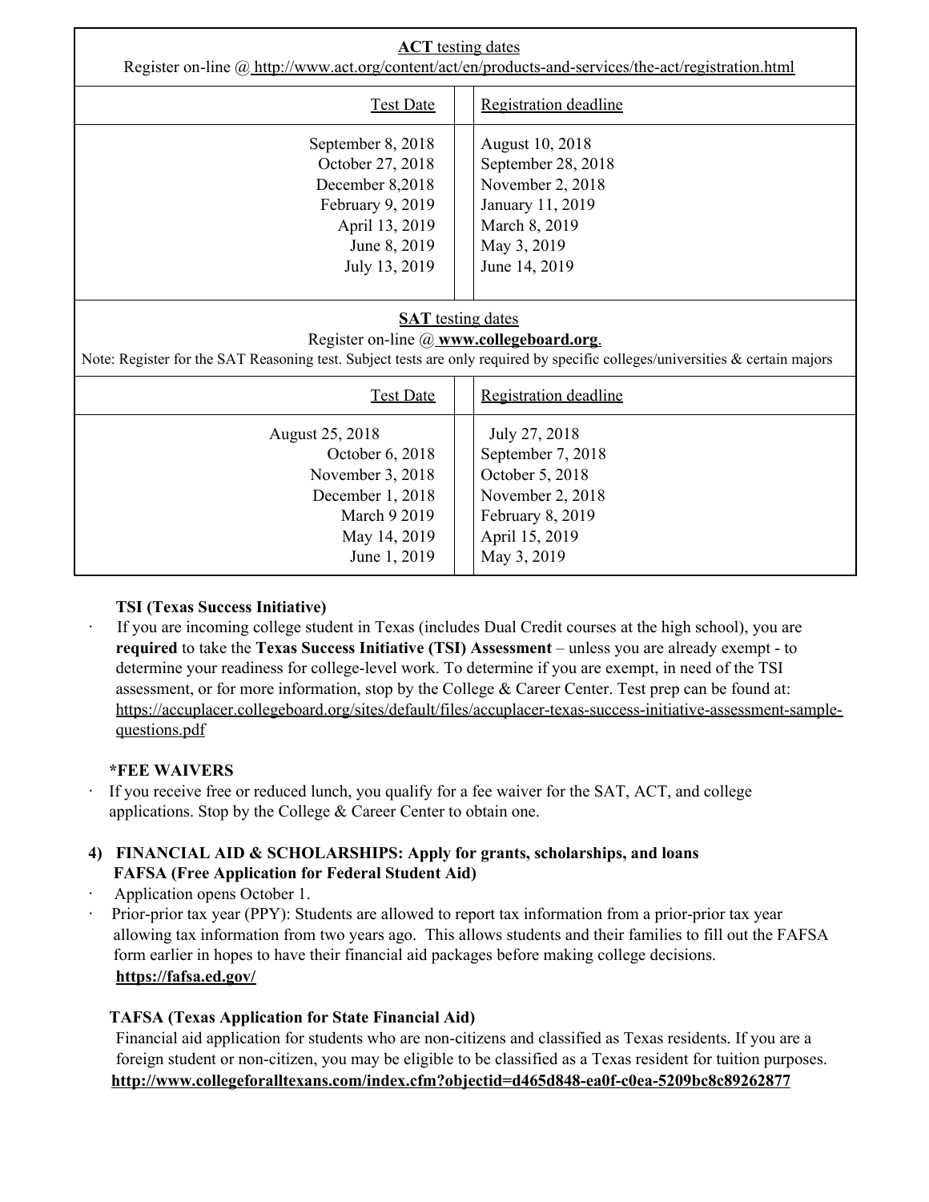| **ACT** testing dates<br>Register on-line @ http://www.act.org/content/act/en/products-and-services/the-act/registration.html | |
|---|---|
| Test Date | Registration deadline |
| September 8, 2018 | August 10, 2018 |
| October 27, 2018 | September 28, 2018 |
| December 8,2018 | November 2, 2018 |
| February 9, 2019 | January 11, 2019 |
| April 13, 2019 | March 8, 2019 |
| June 8, 2019 | May 3, 2019 |
| July 13, 2019 | June 14, 2019 |

| **SAT** testing dates<br>Register on-line @ **www.collegeboard.org**.<br>Note: Register for the SAT Reasoning test. Subject tests are only required by specific colleges/universities & certain majors | |
|---|---|
| Test Date | Registration deadline |
| August 25, 2018 | July 27, 2018 |
| October 6, 2018 | September 7, 2018 |
| November 3, 2018 | October 5, 2018 |
| December 1, 2018 | November 2, 2018 |
| March 9 2019 | February 8, 2019 |
| May 14, 2019 | April 15, 2019 |
| June 1, 2019 | May 3, 2019 |

**TSI (Texas Success Initiative)**

- If you are incoming college student in Texas (includes Dual Credit courses at the high school), you are **required** to take the **Texas Success Initiative (TSI) Assessment** – unless you are already exempt - to determine your readiness for college-level work. To determine if you are exempt, in need of the TSI assessment, or for more information, stop by the College & Career Center. Test prep can be found at: https://accuplacer.collegeboard.org/sites/default/files/accuplacer-texas-success-initiative-assessment-sample-questions.pdf

***FEE WAIVERS**

- If you receive free or reduced lunch, you qualify for a fee waiver for the SAT, ACT, and college applications. Stop by the College & Career Center to obtain one.

**4) FINANCIAL AID & SCHOLARSHIPS: Apply for grants, scholarships, and loans**

**FAFSA (Free Application for Federal Student Aid)**

- Application opens October 1.
- Prior-prior tax year (PPY): Students are allowed to report tax information from a prior-prior tax year allowing tax information from two years ago. This allows students and their families to fill out the FAFSA form earlier in hopes to have their financial aid packages before making college decisions.
  **https://fafsa.ed.gov/**

**TAFSA (Texas Application for State Financial Aid)**

Financial aid application for students who are non-citizens and classified as Texas residents. If you are a foreign student or non-citizen, you may be eligible to be classified as a Texas resident for tuition purposes.
**http://www.collegeforalltexans.com/index.cfm?objectid=d465d848-ea0f-c0ea-5209bc8c89262877**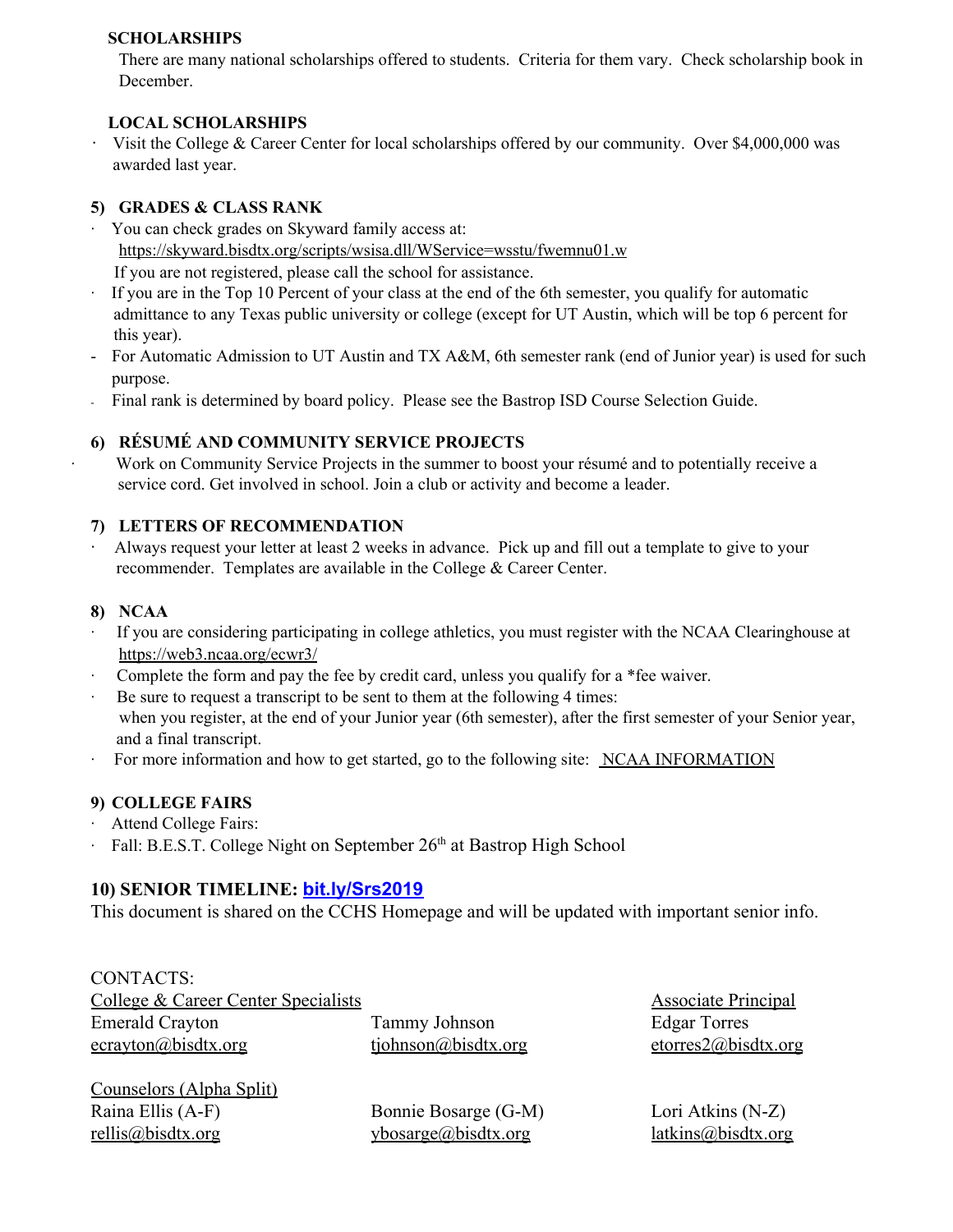**SCHOLARSHIPS**

There are many national scholarships offered to students. Criteria for them vary. Check scholarship book in December.

**LOCAL SCHOLARSHIPS**

- Visit the College & Career Center for local scholarships offered by our community. Over $4,000,000 was awarded last year.

### 5) GRADES & CLASS RANK

- You can check grades on Skyward family access at: https://skyward.bisdtx.org/scripts/wsisa.dll/WService=wsstu/fwemnu01.w If you are not registered, please call the school for assistance.
- If you are in the Top 10 Percent of your class at the end of the 6th semester, you qualify for automatic admittance to any Texas public university or college (except for UT Austin, which will be top 6 percent for this year).
- For Automatic Admission to UT Austin and TX A&M, 6th semester rank (end of Junior year) is used for such purpose.
- Final rank is determined by board policy. Please see the Bastrop ISD Course Selection Guide.

### 6) RÉSUMÉ AND COMMUNITY SERVICE PROJECTS

- Work on Community Service Projects in the summer to boost your résumé and to potentially receive a service cord. Get involved in school. Join a club or activity and become a leader.

### 7) LETTERS OF RECOMMENDATION

- Always request your letter at least 2 weeks in advance. Pick up and fill out a template to give to your recommender. Templates are available in the College & Career Center.

### 8) NCAA

- If you are considering participating in college athletics, you must register with the NCAA Clearinghouse at https://web3.ncaa.org/ecwr3/
- Complete the form and pay the fee by credit card, unless you qualify for a *fee waiver.
- Be sure to request a transcript to be sent to them at the following 4 times: when you register, at the end of your Junior year (6th semester), after the first semester of your Senior year, and a final transcript.
- For more information and how to get started, go to the following site: NCAA INFORMATION

### 9) COLLEGE FAIRS

- Attend College Fairs:
- Fall: B.E.S.T. College Night on September 26th at Bastrop High School

### 10) SENIOR TIMELINE: bit.ly/Srs2019

This document is shared on the CCHS Homepage and will be updated with important senior info.

CONTACTS:

| | | |
|---|---|---|
| College & Career Center Specialists | | Associate Principal |
| Emerald Crayton | Tammy Johnson | Edgar Torres |
| ecrayton@bisdtx.org | tjohnson@bisdtx.org | etorres2@bisdtx.org |
| Counselors (Alpha Split) | | |
| Raina Ellis (A-F) | Bonnie Bosarge (G-M) | Lori Atkins (N-Z) |
| rellis@bisdtx.org | ybosarge@bisdtx.org | latkins@bisdtx.org |